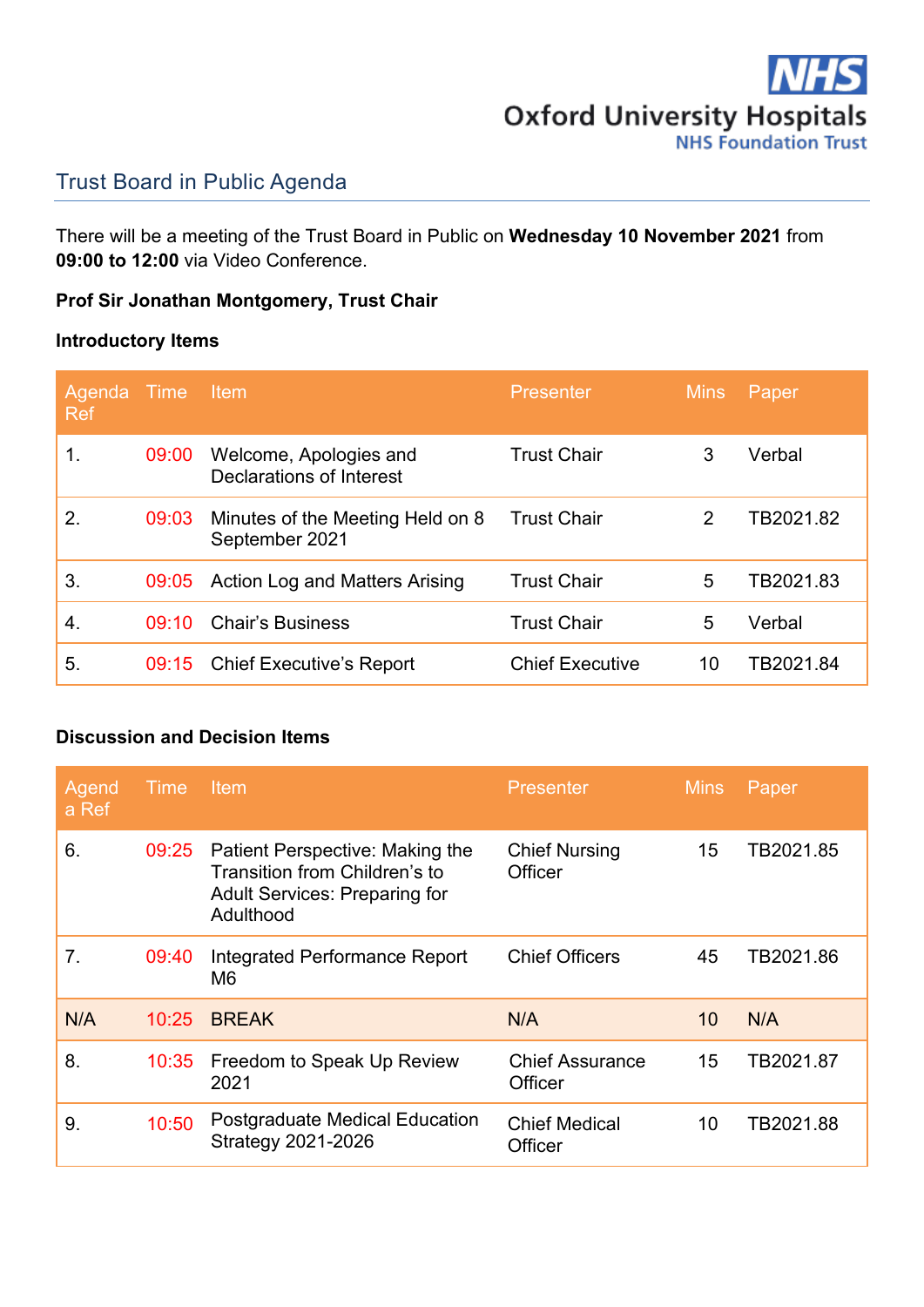NHS
Oxford University Hospitals
NHS Foundation Trust

# Trust Board in Public Agenda

There will be a meeting of the Trust Board in Public on **Wednesday 10 November 2021** from **09:00 to 12:00** via Video Conference.

**Prof Sir Jonathan Montgomery, Trust Chair**

**Introductory Items**

| Agenda Ref | Time | Item | Presenter | Mins | Paper |
|---|---|---|---|---|---|
| 1. | 09:00 | Welcome, Apologies and Declarations of Interest | Trust Chair | 3 | Verbal |
| 2. | 09:03 | Minutes of the Meeting Held on 8 September 2021 | Trust Chair | 2 | TB2021.82 |
| 3. | 09:05 | Action Log and Matters Arising | Trust Chair | 5 | TB2021.83 |
| 4. | 09:10 | Chair's Business | Trust Chair | 5 | Verbal |
| 5. | 09:15 | Chief Executive's Report | Chief Executive | 10 | TB2021.84 |

**Discussion and Decision Items**

| Agenda Ref | Time | Item | Presenter | Mins | Paper |
|---|---|---|---|---|---|
| 6. | 09:25 | Patient Perspective: Making the Transition from Children's to Adult Services: Preparing for Adulthood | Chief Nursing Officer | 15 | TB2021.85 |
| 7. | 09:40 | Integrated Performance Report M6 | Chief Officers | 45 | TB2021.86 |
| N/A | 10:25 | BREAK | N/A | 10 | N/A |
| 8. | 10:35 | Freedom to Speak Up Review 2021 | Chief Assurance Officer | 15 | TB2021.87 |
| 9. | 10:50 | Postgraduate Medical Education Strategy 2021-2026 | Chief Medical Officer | 10 | TB2021.88 |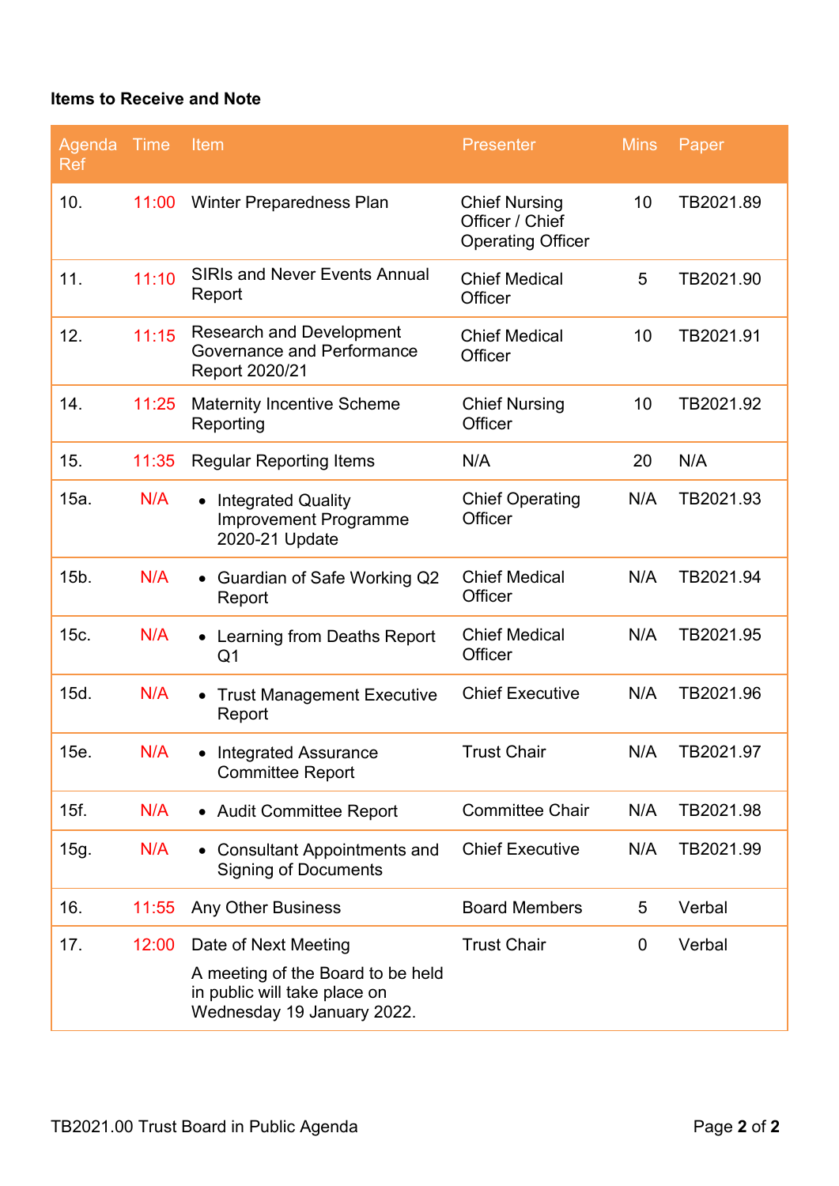**Items to Receive and Note**

| Agenda Ref | Time | Item | Presenter | Mins | Paper |
|---|---|---|---|---|---|
| 10. | 11:00 | Winter Preparedness Plan | Chief Nursing Officer / Chief Operating Officer | 10 | TB2021.89 |
| 11. | 11:10 | SIRIs and Never Events Annual Report | Chief Medical Officer | 5 | TB2021.90 |
| 12. | 11:15 | Research and Development Governance and Performance Report 2020/21 | Chief Medical Officer | 10 | TB2021.91 |
| 14. | 11:25 | Maternity Incentive Scheme Reporting | Chief Nursing Officer | 10 | TB2021.92 |
| 15. | 11:35 | Regular Reporting Items | N/A | 20 | N/A |
| 15a. | N/A | • Integrated Quality Improvement Programme 2020-21 Update | Chief Operating Officer | N/A | TB2021.93 |
| 15b. | N/A | • Guardian of Safe Working Q2 Report | Chief Medical Officer | N/A | TB2021.94 |
| 15c. | N/A | • Learning from Deaths Report Q1 | Chief Medical Officer | N/A | TB2021.95 |
| 15d. | N/A | • Trust Management Executive Report | Chief Executive | N/A | TB2021.96 |
| 15e. | N/A | • Integrated Assurance Committee Report | Trust Chair | N/A | TB2021.97 |
| 15f. | N/A | • Audit Committee Report | Committee Chair | N/A | TB2021.98 |
| 15g. | N/A | • Consultant Appointments and Signing of Documents | Chief Executive | N/A | TB2021.99 |
| 16. | 11:55 | Any Other Business | Board Members | 5 | Verbal |
| 17. | 12:00 | Date of Next Meeting<br>A meeting of the Board to be held in public will take place on Wednesday 19 January 2022. | Trust Chair | 0 | Verbal |

TB2021.00 Trust Board in Public Agenda